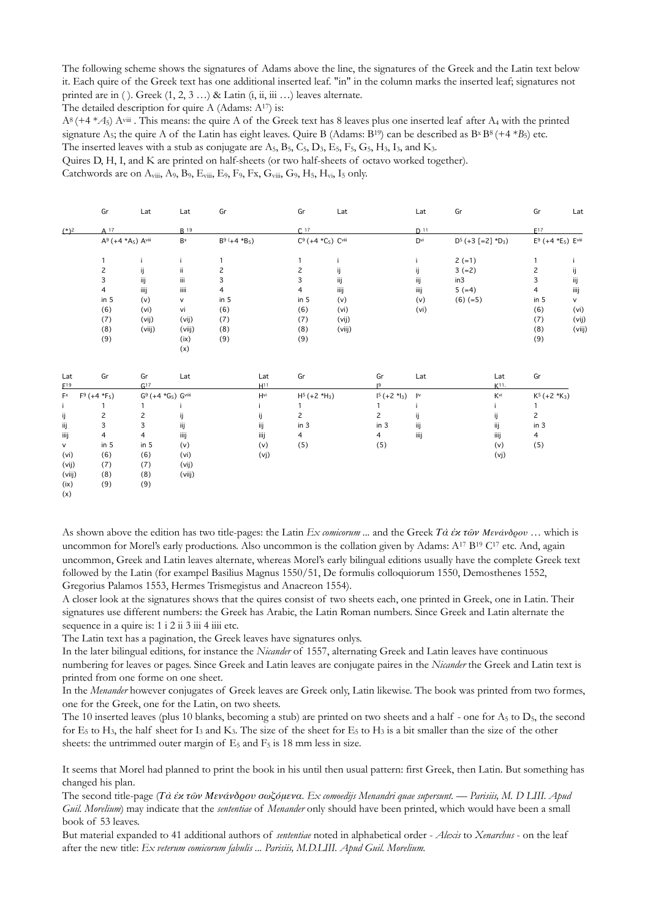The following scheme shows the signatures of Adams above the line, the signatures of the Greek and the Latin text below it. Each quire of the Greek text has one additional inserted leaf. "in" in the column marks the inserted leaf; signatures not printed are in ( ). Greek (1, 2, 3 …) & Latin (i, ii, iii …) leaves alternate.

The detailed description for quire A (Adams: $A^{17}$) is:

$A^8$ (+4 *$A_5$) $A^{viii}$ . This means: the quire A of the Greek text has 8 leaves plus one inserted leaf after $A_4$ with the printed signature $A_5$; the quire A of the Latin has eight leaves. Quire B (Adams: $B^{19}$) can be described as $B^x$ $B^8$ (+4 *$B_5$) etc.

The inserted leaves with a stub as conjugate are $A_5$, $B_5$, $C_5$, $D_3$, $E_5$, $F_5$, $G_5$, $H_3$, $I_3$, and $K_3$.

Quires D, H, I, and K are printed on half-sheets (or two half-sheets of octavo worked together).

Catchwords are on $A_{viii}$, $A_9$, $B_9$, $E_{viii}$, $E_9$, $F_9$, Fx, $G_{viii}$, $G_9$, $H_5$, $H_{vi}$, $I_5$ only.

| | Gr | Lat | Lat | Gr | Gr | Lat | Lat | Gr | Gr | Lat |
|---|---|---|---|---|---|---|---|---|---|---|
| (*)2 | $A^{17}$ | | $B^{19}$ | | $C^{17}$ | | $D^{11}$ | | $E^{17}$ | |
| | $A^9$ (+4 *$A_5$) $A^{viii}$ | | $B^x$ | $B^9$ (+4 *$B_5$) | $C^9$ (+4 *$C_5$) $C^{viii}$ | | $D^{vi}$ | $D^5$ (+3 [=2] *$D_3$) | $E^9$ (+4 *$E_5$) $E^{viii}$ | |
| | 1 | i | i | 1 | 1 | i | i | 2 (=1) | 1 | i |
| | 2 | ij | ii | 2 | 2 | ij | ij | 3 (=2) | 2 | ij |
| | 3 | iij | iii | 3 | 3 | iij | iij | in3 | 3 | iij |
| | 4 | iiij | iiii | 4 | 4 | iiij | iiij | 5 (=4) | 4 | iiij |
| | in 5 | (v) | v | in 5 | in 5 | (v) | (v) | (6) (=5) | in 5 | v |
| | (6) | (vi) | vi | (6) | (6) | (vi) | (vi) | | (6) | (vi) |
| | (7) | (vij) | (vij) | (7) | (7) | (vij) | | | (7) | (vij) |
| | (8) | (viij) | (viij) | (8) | (8) | (viij) | | | (8) | (viij) |
| | (9) | | (ix) | (9) | (9) | | | | (9) | |
| | | | (x) | | | | | | | |

| Lat | Gr | Gr | Lat | Lat | Gr | Gr | Lat | Lat | Gr |
|---|---|---|---|---|---|---|---|---|---|
| $F^{19}$ | | $G^{17}$ | | $H^{11}$ | | $I^9$ | | $K^{11.}$ | |
| $F^x$ | $F^9$ (+4 *$F_5$) | $G^9$ (+4 *$G_5$) $G^{viii}$ | | $H^{vi}$ | $H^5$ (+2 *$H_3$) | $I^5$ (+2 *$I_3$) | $I^{iv}$ | $K^{vi}$ | $K^5$ (+2 *$K_3$) |
| i | 1 | 1 | i | i | 1 | 1 | i | i | 1 |
| ij | 2 | 2 | ij | ij | 2 | 2 | ij | ij | 2 |
| iij | 3 | 3 | iij | iij | in 3 | in 3 | iij | iij | in 3 |
| iiij | 4 | 4 | iiij | iiij | 4 | 4 | iiij | iiij | 4 |
| v | in 5 | in 5 | (v) | (v) | (5) | (5) | | (v) | (5) |
| (vi) | (6) | (6) | (vi) | (vj) | | | | (vj) | |
| (vij) | (7) | (7) | (vij) | | | | | | |
| (viij) | (8) | (8) | (viij) | | | | | | |
| (ix) | (9) | (9) | | | | | | | |
| (x) | | | | | | | | | |

As shown above the edition has two title-pages: the Latin *Ex comicorum ...* and the Greek *Τὰ ἐκ τῶν Μενάνδρου* … which is uncommon for Morel's early productions. Also uncommon is the collation given by Adams: $A^{17}$ $B^{19}$ $C^{17}$ etc. And, again uncommon, Greek and Latin leaves alternate, whereas Morel's early bilingual editions usually have the complete Greek text followed by the Latin (for exampel Basilius Magnus 1550/51, De formulis colloquiorum 1550, Demosthenes 1552, Gregorius Palamos 1553, Hermes Trismegistus and Anacreon 1554).

A closer look at the signatures shows that the quires consist of two sheets each, one printed in Greek, one in Latin. Their signatures use different numbers: the Greek has Arabic, the Latin Roman numbers. Since Greek and Latin alternate the sequence in a quire is: 1 i 2 ii 3 iii 4 iiii etc.

The Latin text has a pagination, the Greek leaves have signatures onlys.

In the later bilingual editions, for instance the *Nicander* of 1557, alternating Greek and Latin leaves have continuous numbering for leaves or pages. Since Greek and Latin leaves are conjugate paires in the *Nicander* the Greek and Latin text is printed from one forme on one sheet.

In the *Menander* however conjugates of Greek leaves are Greek only, Latin likewise. The book was printed from two formes, one for the Greek, one for the Latin, on two sheets.

The 10 inserted leaves (plus 10 blanks, becoming a stub) are printed on two sheets and a half - one for $A_5$ to $D_5$, the second for $E_5$ to $H_3$, the half sheet for $I_3$ and $K_3$. The size of the sheet for $E_5$ to $H_3$ is a bit smaller than the size of the other sheets: the untrimmed outer margin of $E_5$ and $F_5$ is 18 mm less in size.

It seems that Morel had planned to print the book in his until then usual pattern: first Greek, then Latin. But something has changed his plan.

The second title-page (*Τὰ ἐκ τῶν Μενάνδρου σωζόμενα. Ex comoedijs Menandri quae supersunt. — Parisiis, M. D LIII. Apud Guil. Morelium*) may indicate that the *sententiae* of *Menander* only should have been printed, which would have been a small book of 53 leaves.

But material expanded to 41 additional authors of *sententiae* noted in alphabetical order - *Alexis* to *Xenarchus* - on the leaf after the new title: *Ex veterum comicorum fabulis ... Parisiis, M.D.LIII. Apud Guil. Morelium.*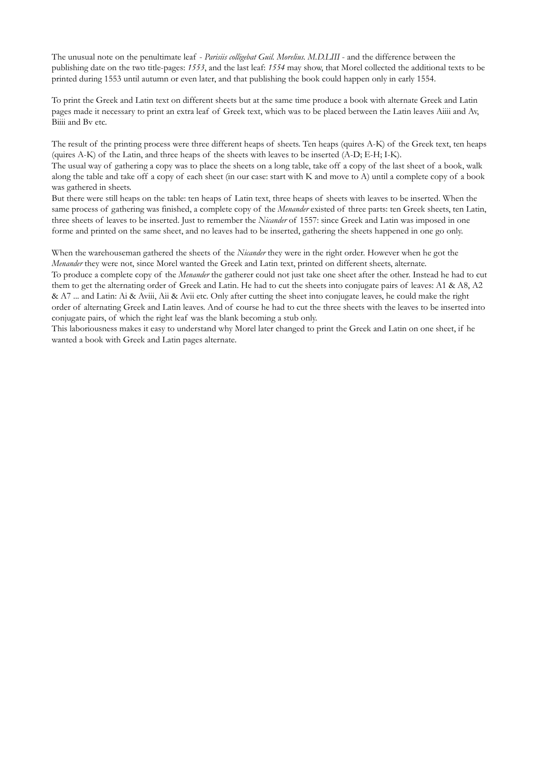The unusual note on the penultimate leaf - *Parisiis colligebat Guil. Morelius. M.D.LIII* - and the difference between the publishing date on the two title-pages: *1553*, and the last leaf: *1554* may show, that Morel collected the additional texts to be printed during 1553 until autumn or even later, and that publishing the book could happen only in early 1554.

To print the Greek and Latin text on different sheets but at the same time produce a book with alternate Greek and Latin pages made it necessary to print an extra leaf of Greek text, which was to be placed between the Latin leaves Aiiii and Av, Biiii and Bv etc.

The result of the printing process were three different heaps of sheets. Ten heaps (quires A-K) of the Greek text, ten heaps (quires A-K) of the Latin, and three heaps of the sheets with leaves to be inserted (A-D; E-H; I-K).
The usual way of gathering a copy was to place the sheets on a long table, take off a copy of the last sheet of a book, walk along the table and take off a copy of each sheet (in our case: start with K and move to A) until a complete copy of a book was gathered in sheets.
But there were still heaps on the table: ten heaps of Latin text, three heaps of sheets with leaves to be inserted. When the same process of gathering was finished, a complete copy of the *Menander* existed of three parts: ten Greek sheets, ten Latin, three sheets of leaves to be inserted. Just to remember the *Nicander* of 1557: since Greek and Latin was imposed in one forme and printed on the same sheet, and no leaves had to be inserted, gathering the sheets happened in one go only.

When the warehouseman gathered the sheets of the *Nicander* they were in the right order. However when he got the *Menander* they were not, since Morel wanted the Greek and Latin text, printed on different sheets, alternate.
To produce a complete copy of the *Menander* the gatherer could not just take one sheet after the other. Instead he had to cut them to get the alternating order of Greek and Latin. He had to cut the sheets into conjugate pairs of leaves: A1 & A8, A2 & A7 ... and Latin: Ai & Aviii, Aii & Avii etc. Only after cutting the sheet into conjugate leaves, he could make the right order of alternating Greek and Latin leaves. And of course he had to cut the three sheets with the leaves to be inserted into conjugate pairs, of which the right leaf was the blank becoming a stub only.
This laboriousness makes it easy to understand why Morel later changed to print the Greek and Latin on one sheet, if he wanted a book with Greek and Latin pages alternate.